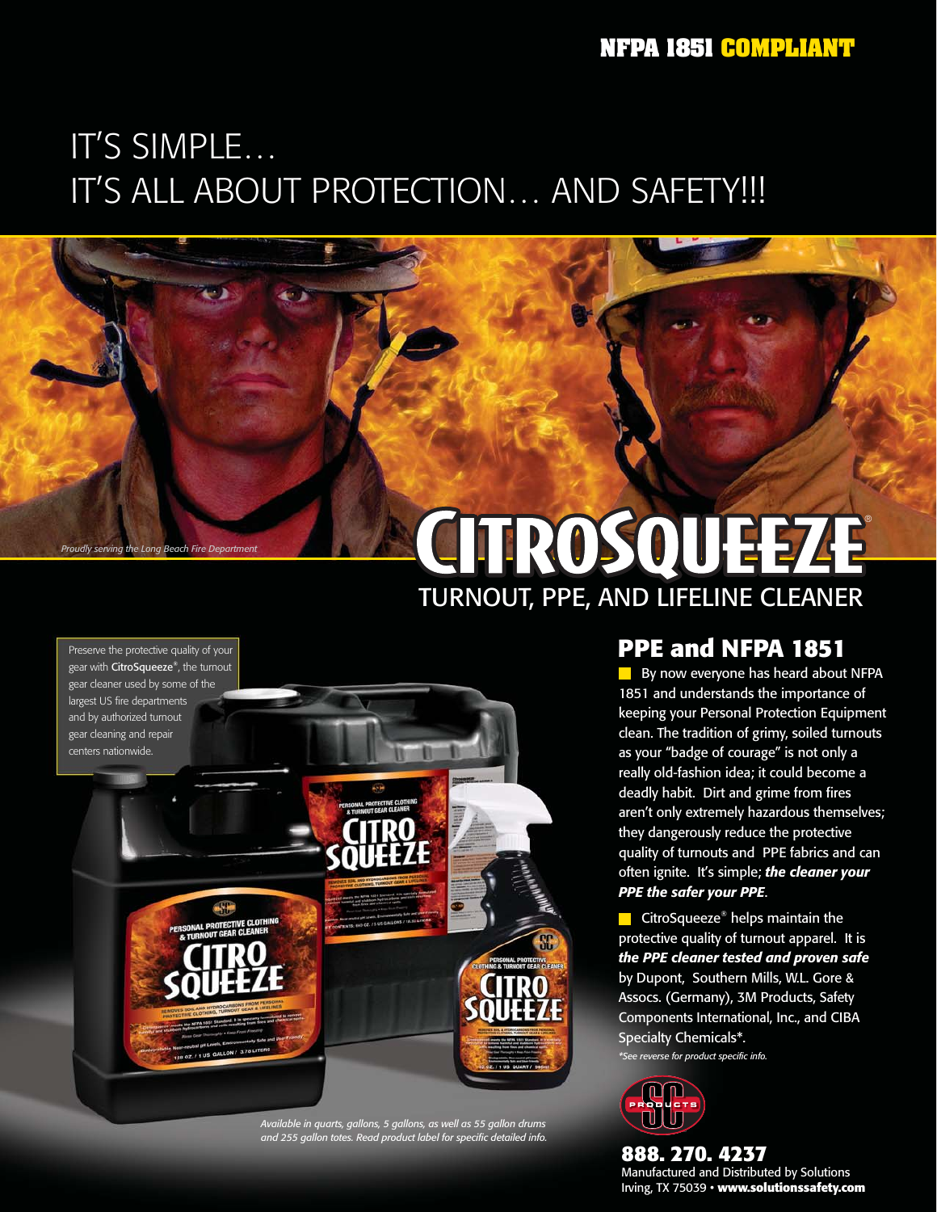**NFPA 1851 COMPLIANT**

# IT'S SIMPLE… IT'S ALL ABOUT PROTECTION… AND SAFETY!!!

*Proudly serving the Long Beach Fire Department*

# CITROSQUEEZE®

## TURNOUT, PPE, AND LIFELINE CLEANER

Preserve the protective quality of your gear with **CitroSqueeze®**, the turnout gear cleaner used by some of the largest US fire departments and by authorized turnout gear cleaning and repair centers nationwide.

*Available in quarts, gallons, 5 gallons, as well as 55 gallon drums and 255 gallon totes. Read product label for specific detailed info.*

## PPE and NFPA 1851

By now everyone has heard about NFPA 1851 and understands the importance of keeping your Personal Protection Equipment clean. The tradition of grimy, soiled turnouts as your "badge of courage" is not only a really old-fashion idea; it could become a deadly habit. Dirt and grime from fires aren't only extremely hazardous themselves; they dangerously reduce the protective quality of turnouts and PPE fabrics and can often ignite. It's simple; ***the cleaner your PPE the safer your PPE***.

CitroSqueeze® helps maintain the protective quality of turnout apparel. It is ***the PPE cleaner tested and proven safe*** by Dupont, Southern Mills, W.L. Gore & Assocs. (Germany), 3M Products, Safety Components International, Inc., and CIBA Specialty Chemicals*.

*\*See reverse for product specific info.*

SC PRODUCTS

**888. 270. 4237**

Manufactured and Distributed by Solutions
Irving, TX 75039 • **www.solutionssafety.com**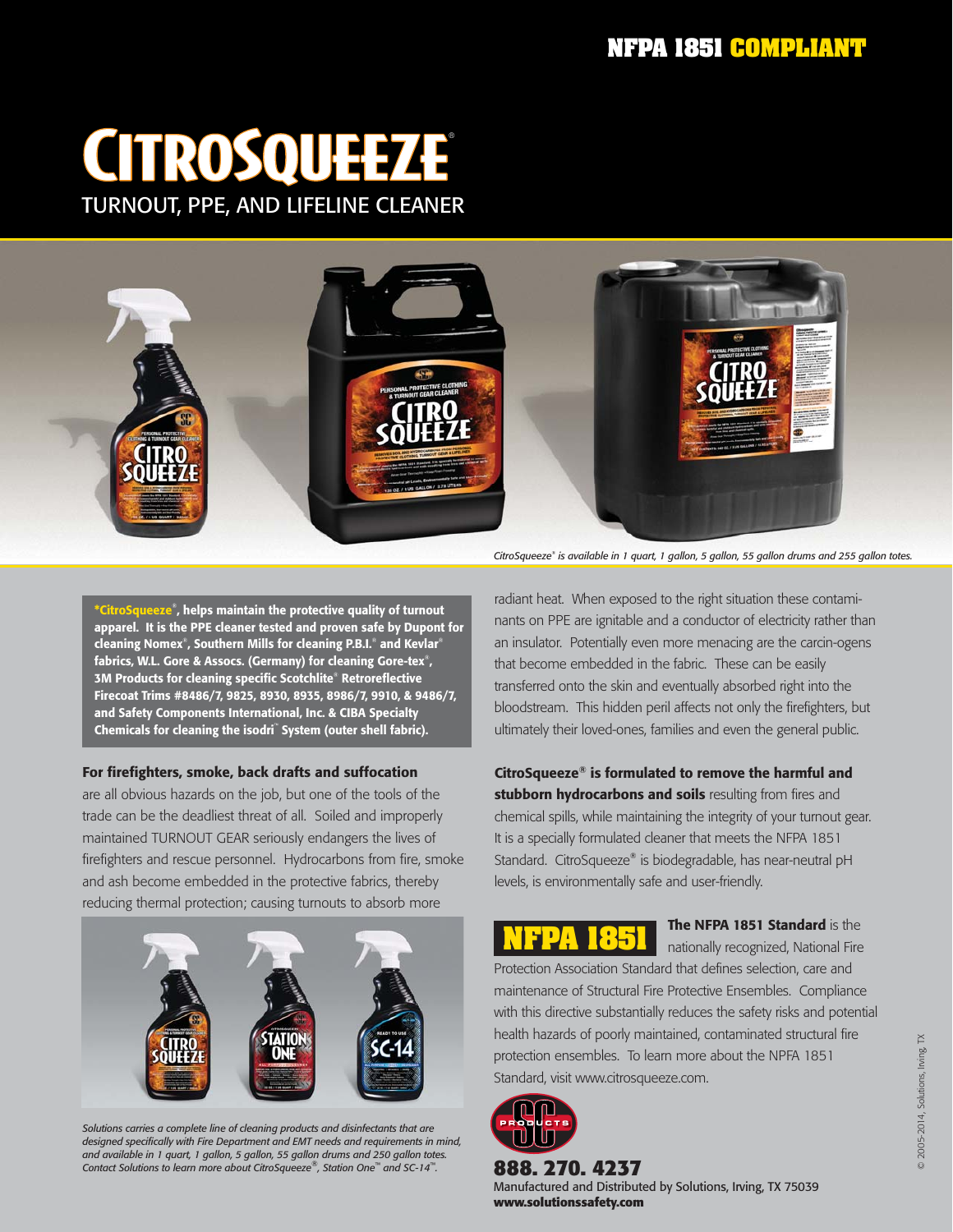**NFPA 1851 COMPLIANT**

# CITROSQUEEZE®

## TURNOUT, PPE, AND LIFELINE CLEANER

*CitroSqueeze® is available in 1 quart, 1 gallon, 5 gallon, 55 gallon drums and 255 gallon totes.*

**\*CitroSqueeze®, helps maintain the protective quality of turnout apparel. It is the PPE cleaner tested and proven safe by Dupont for cleaning Nomex®, Southern Mills for cleaning P.B.I.® and Kevlar® fabrics, W.L. Gore & Assocs. (Germany) for cleaning Gore-tex®, 3M Products for cleaning specific Scotchlite® Retroreflective Firecoat Trims #8486/7, 9825, 8930, 8935, 8986/7, 9910, & 9486/7, and Safety Components International, Inc. & CIBA Specialty Chemicals for cleaning the isodri™ System (outer shell fabric).**

**For firefighters, smoke, back drafts and suffocation** are all obvious hazards on the job, but one of the tools of the trade can be the deadliest threat of all. Soiled and improperly maintained TURNOUT GEAR seriously endangers the lives of firefighters and rescue personnel. Hydrocarbons from fire, smoke and ash become embedded in the protective fabrics, thereby reducing thermal protection; causing turnouts to absorb more radiant heat. When exposed to the right situation these contaminants on PPE are ignitable and a conductor of electricity rather than an insulator. Potentially even more menacing are the carcin-ogens that become embedded in the fabric. These can be easily transferred onto the skin and eventually absorbed right into the bloodstream. This hidden peril affects not only the firefighters, but ultimately their loved-ones, families and even the general public.

*Solutions carries a complete line of cleaning products and disinfectants that are designed specifically with Fire Department and EMT needs and requirements in mind, and available in 1 quart, 1 gallon, 5 gallon, 55 gallon drums and 250 gallon totes. Contact Solutions to learn more about CitroSqueeze®, Station One™ and SC-14™.*

**CitroSqueeze® is formulated to remove the harmful and stubborn hydrocarbons and soils** resulting from fires and chemical spills, while maintaining the integrity of your turnout gear. It is a specially formulated cleaner that meets the NFPA 1851 Standard. CitroSqueeze® is biodegradable, has near-neutral pH levels, is environmentally safe and user-friendly.

**NFPA 1851**

**The NFPA 1851 Standard** is the nationally recognized, National Fire Protection Association Standard that defines selection, care and maintenance of Structural Fire Protective Ensembles. Compliance with this directive substantially reduces the safety risks and potential health hazards of poorly maintained, contaminated structural fire protection ensembles. To learn more about the NFPA 1851 Standard, visit www.citrosqueeze.com.

**888. 270. 4237**

Manufactured and Distributed by Solutions, Irving, TX 75039

**www.solutionssafety.com**

© 2005-2014, Solutions, Irving, TX